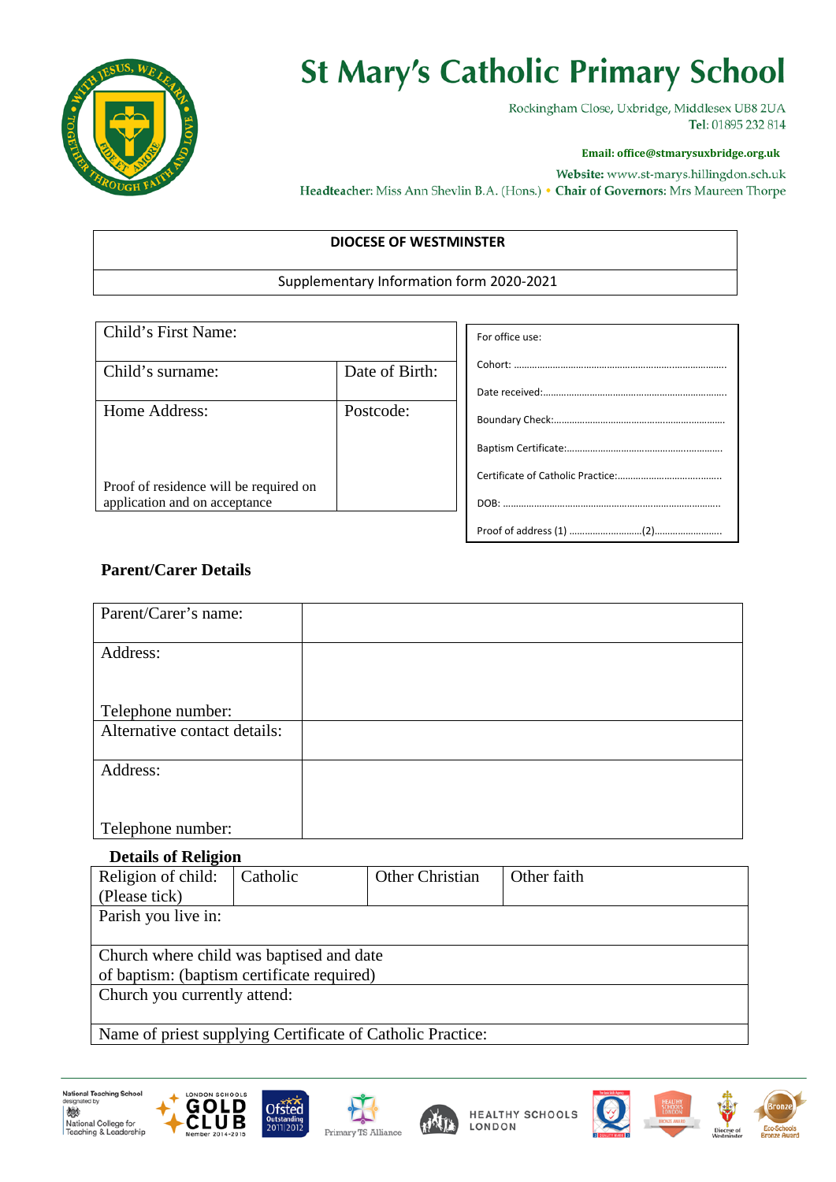# St Mary's Catholic Primary School

Rockingham Close, Uxbridge, Middlesex UB8 2UA
**Tel**: 01895 232 814

**Email: office@stmarysuxbridge.org.uk**

**Website:** www.st-marys.hillingdon.sch.uk

**Headteacher:** Miss Ann Shevlin B.A. (Hons.) • **Chair of Governors:** Mrs Maureen Thorpe

| DIOCESE OF WESTMINSTER |
|---|
| Supplementary Information form 2020-2021 |

| Child's First Name: | |
|---|---|
| Child's surname: | Date of Birth: |
| Home Address:<br><br>Proof of residence will be required on application and on acceptance | Postcode: |

| For office use: |
|---|
| Cohort: ................................................................................ |
| Date received:...................................................................... |
| Boundary Check:................................................................. |
| Baptism Certificate:............................................................ |
| Certificate of Catholic Practice:........................................ |
| DOB: ................................................................................... |
| Proof of address (1) ............................(2).......................... |

## Parent/Carer Details

| Parent/Carer's name: | |
|---|---|
| Address:<br><br>Telephone number: | |
| Alternative contact details: | |
| Address:<br><br>Telephone number: | |

## Details of Religion

| Religion of child: (Please tick) | Catholic | Other Christian | Other faith |
|---|---|---|---|
| Parish you live in: | | | |
| Church where child was baptised and date of baptism: (baptism certificate required) | | | |
| Church you currently attend: | | | |
| Name of priest supplying Certificate of Catholic Practice: | | | |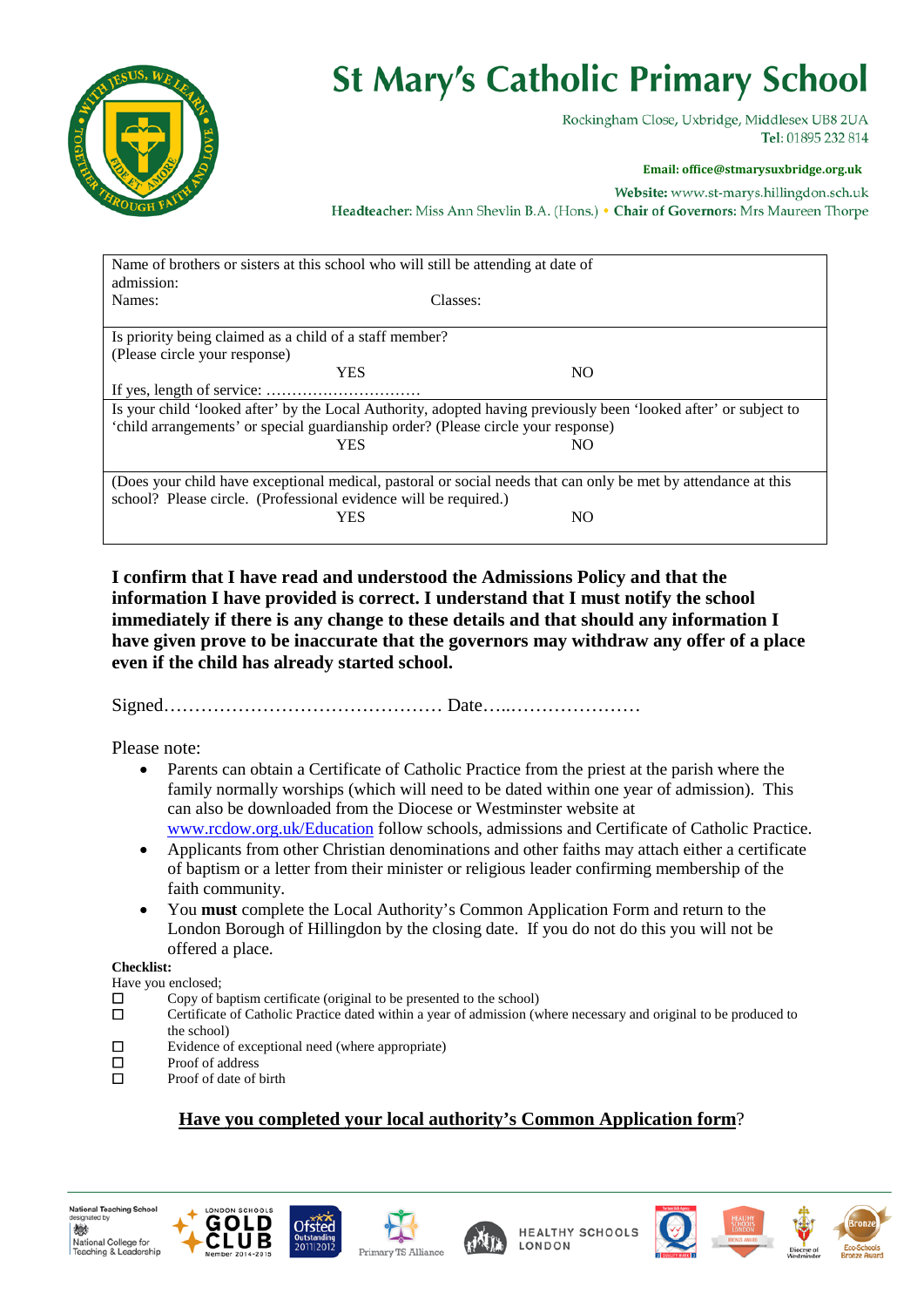# St Mary's Catholic Primary School

Rockingham Close, Uxbridge, Middlesex UB8 2UA
**Tel:** 01895 232 814

**Email: office@stmarysuxbridge.org.uk**

**Website:** www.st-marys.hillingdon.sch.uk

Headteacher: Miss Ann Shevlin B.A. (Hons.) • **Chair of Governors:** Mrs Maureen Thorpe

| | | |
|---|---|---|
| Name of brothers or sisters at this school who will still be attending at date of admission:<br>Names: | Classes: | |
| Is priority being claimed as a child of a staff member?<br>(Please circle your response) | YES | NO |
| If yes, length of service: ………………………… | | |
| Is your child 'looked after' by the Local Authority, adopted having previously been 'looked after' or subject to 'child arrangements' or special guardianship order? (Please circle your response) | YES | NO |
| (Does your child have exceptional medical, pastoral or social needs that can only be met by attendance at this school? Please circle. (Professional evidence will be required.) | YES | NO |

**I confirm that I have read and understood the Admissions Policy and that the information I have provided is correct. I understand that I must notify the school immediately if there is any change to these details and that should any information I have given prove to be inaccurate that the governors may withdraw any offer of a place even if the child has already started school.**

Signed……………………………………… Date…..…………………

Please note:

- Parents can obtain a Certificate of Catholic Practice from the priest at the parish where the family normally worships (which will need to be dated within one year of admission). This can also be downloaded from the Diocese or Westminster website at www.rcdow.org.uk/Education follow schools, admissions and Certificate of Catholic Practice.
- Applicants from other Christian denominations and other faiths may attach either a certificate of baptism or a letter from their minister or religious leader confirming membership of the faith community.
- You **must** complete the Local Authority's Common Application Form and return to the London Borough of Hillingdon by the closing date. If you do not do this you will not be offered a place.

**Checklist:**

Have you enclosed;

- ☐ Copy of baptism certificate (original to be presented to the school)
- ☐ Certificate of Catholic Practice dated within a year of admission (where necessary and original to be produced to the school)
- ☐ Evidence of exceptional need (where appropriate)
- ☐ Proof of address
- ☐ Proof of date of birth

**<u>Have you completed your local authority's Common Application form</u>?**